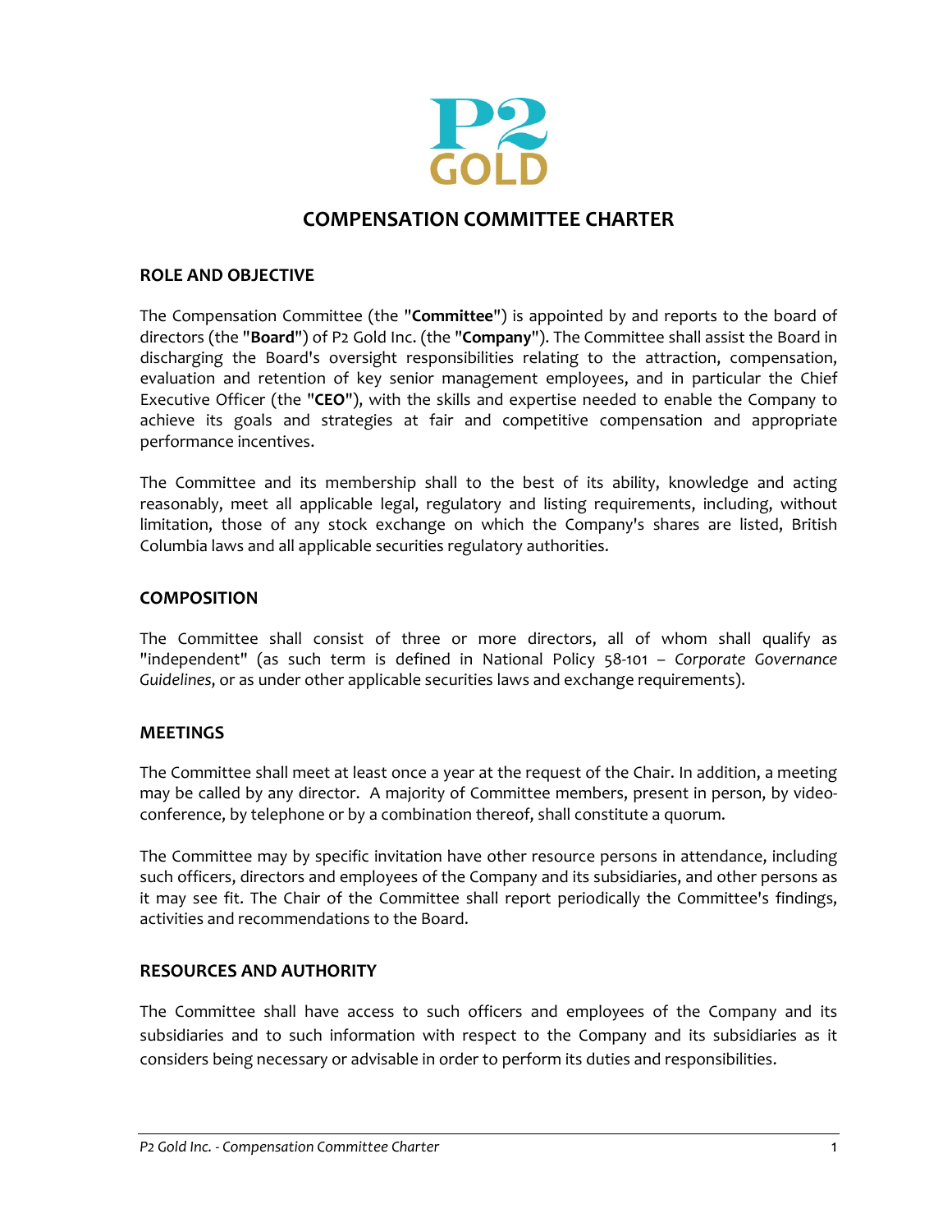P2 GOLD

# COMPENSATION COMMITTEE CHARTER

## ROLE AND OBJECTIVE

The Compensation Committee (the "**Committee**") is appointed by and reports to the board of directors (the "**Board**") of P2 Gold Inc. (the "**Company**"). The Committee shall assist the Board in discharging the Board's oversight responsibilities relating to the attraction, compensation, evaluation and retention of key senior management employees, and in particular the Chief Executive Officer (the "**CEO**"), with the skills and expertise needed to enable the Company to achieve its goals and strategies at fair and competitive compensation and appropriate performance incentives.

The Committee and its membership shall to the best of its ability, knowledge and acting reasonably, meet all applicable legal, regulatory and listing requirements, including, without limitation, those of any stock exchange on which the Company's shares are listed, British Columbia laws and all applicable securities regulatory authorities.

## COMPOSITION

The Committee shall consist of three or more directors, all of whom shall qualify as "independent" (as such term is defined in National Policy 58-101 – *Corporate Governance Guidelines*, or as under other applicable securities laws and exchange requirements).

## MEETINGS

The Committee shall meet at least once a year at the request of the Chair. In addition, a meeting may be called by any director. A majority of Committee members, present in person, by video-conference, by telephone or by a combination thereof, shall constitute a quorum.

The Committee may by specific invitation have other resource persons in attendance, including such officers, directors and employees of the Company and its subsidiaries, and other persons as it may see fit. The Chair of the Committee shall report periodically the Committee's findings, activities and recommendations to the Board.

## RESOURCES AND AUTHORITY

The Committee shall have access to such officers and employees of the Company and its subsidiaries and to such information with respect to the Company and its subsidiaries as it considers being necessary or advisable in order to perform its duties and responsibilities.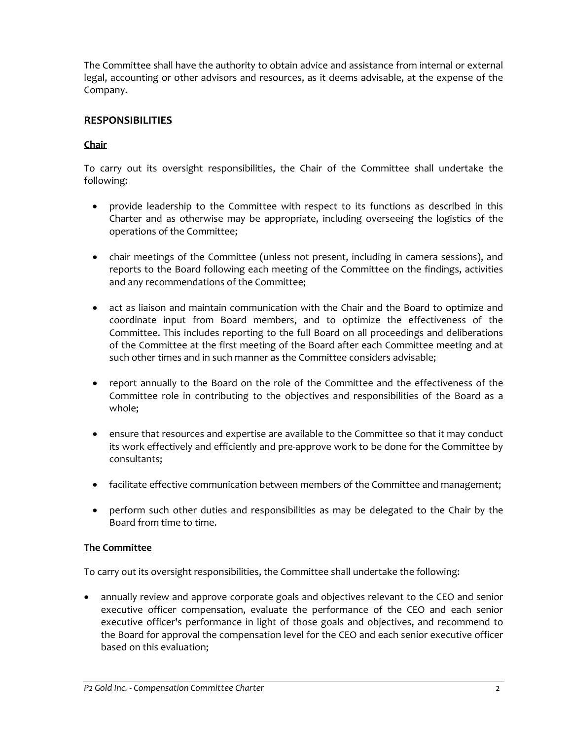The Committee shall have the authority to obtain advice and assistance from internal or external legal, accounting or other advisors and resources, as it deems advisable, at the expense of the Company.

## RESPONSIBILITIES

### <u>Chair</u>

To carry out its oversight responsibilities, the Chair of the Committee shall undertake the following:

- provide leadership to the Committee with respect to its functions as described in this Charter and as otherwise may be appropriate, including overseeing the logistics of the operations of the Committee;
- chair meetings of the Committee (unless not present, including in camera sessions), and reports to the Board following each meeting of the Committee on the findings, activities and any recommendations of the Committee;
- act as liaison and maintain communication with the Chair and the Board to optimize and coordinate input from Board members, and to optimize the effectiveness of the Committee. This includes reporting to the full Board on all proceedings and deliberations of the Committee at the first meeting of the Board after each Committee meeting and at such other times and in such manner as the Committee considers advisable;
- report annually to the Board on the role of the Committee and the effectiveness of the Committee role in contributing to the objectives and responsibilities of the Board as a whole;
- ensure that resources and expertise are available to the Committee so that it may conduct its work effectively and efficiently and pre-approve work to be done for the Committee by consultants;
- facilitate effective communication between members of the Committee and management;
- perform such other duties and responsibilities as may be delegated to the Chair by the Board from time to time.

### <u>The Committee</u>

To carry out its oversight responsibilities, the Committee shall undertake the following:

- annually review and approve corporate goals and objectives relevant to the CEO and senior executive officer compensation, evaluate the performance of the CEO and each senior executive officer's performance in light of those goals and objectives, and recommend to the Board for approval the compensation level for the CEO and each senior executive officer based on this evaluation;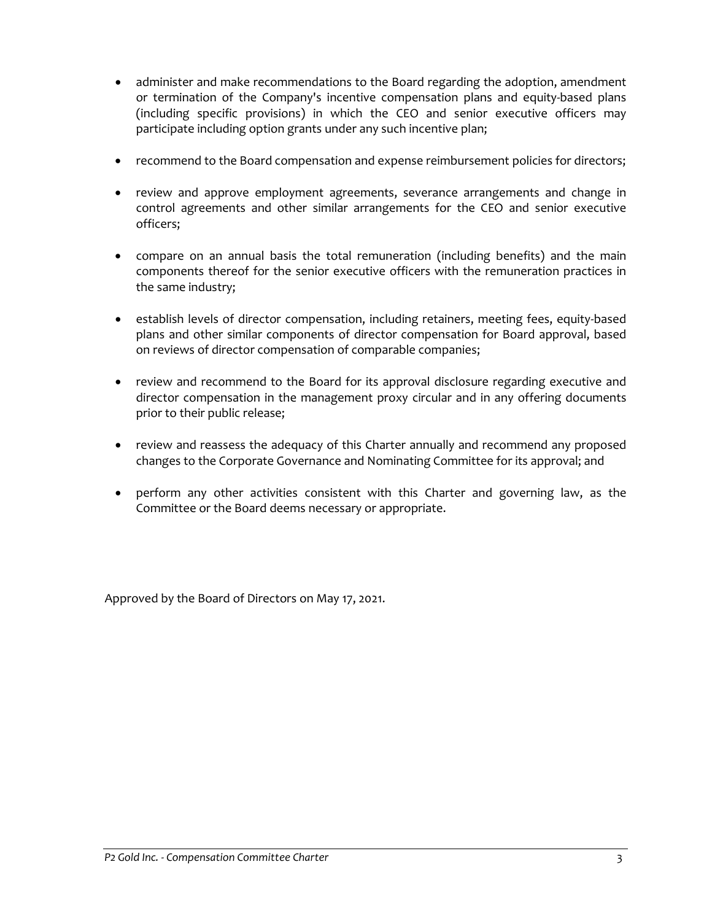- administer and make recommendations to the Board regarding the adoption, amendment or termination of the Company's incentive compensation plans and equity-based plans (including specific provisions) in which the CEO and senior executive officers may participate including option grants under any such incentive plan;

- recommend to the Board compensation and expense reimbursement policies for directors;

- review and approve employment agreements, severance arrangements and change in control agreements and other similar arrangements for the CEO and senior executive officers;

- compare on an annual basis the total remuneration (including benefits) and the main components thereof for the senior executive officers with the remuneration practices in the same industry;

- establish levels of director compensation, including retainers, meeting fees, equity-based plans and other similar components of director compensation for Board approval, based on reviews of director compensation of comparable companies;

- review and recommend to the Board for its approval disclosure regarding executive and director compensation in the management proxy circular and in any offering documents prior to their public release;

- review and reassess the adequacy of this Charter annually and recommend any proposed changes to the Corporate Governance and Nominating Committee for its approval; and

- perform any other activities consistent with this Charter and governing law, as the Committee or the Board deems necessary or appropriate.

Approved by the Board of Directors on May 17, 2021.